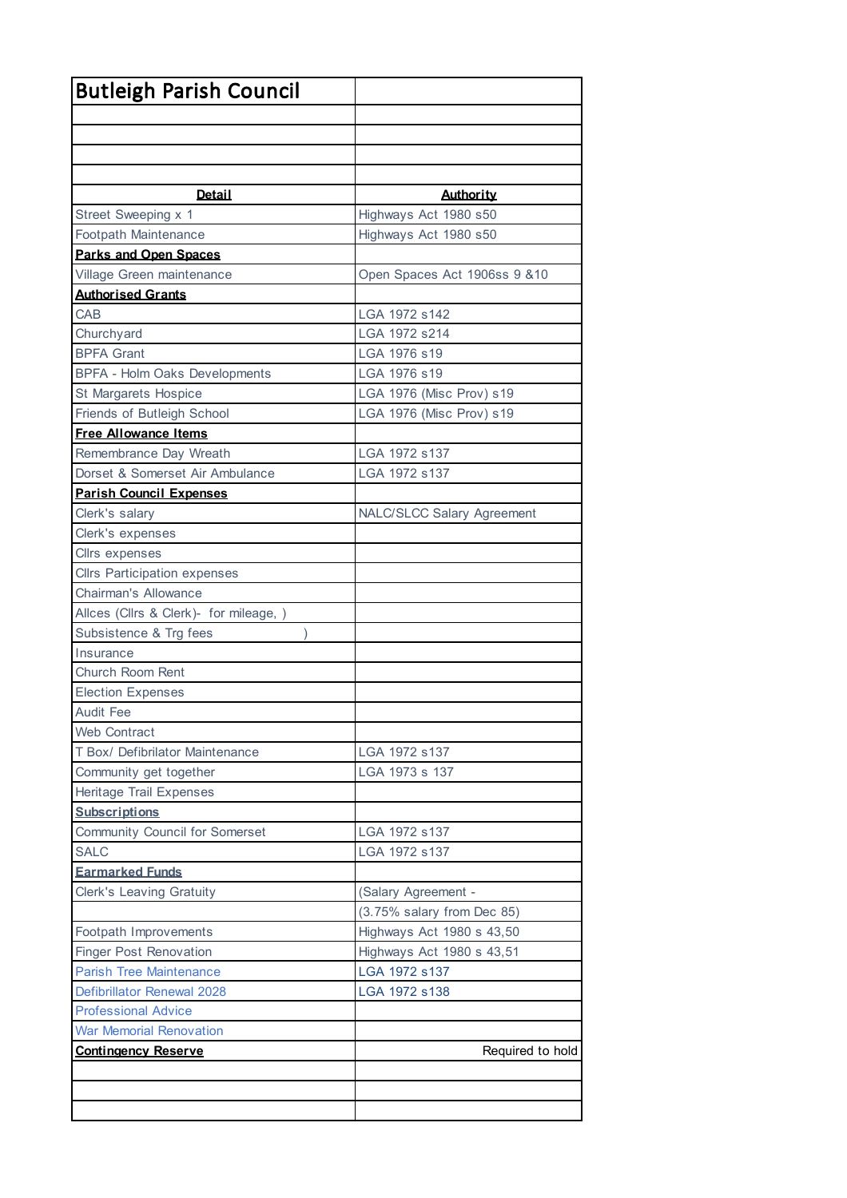# Butleigh Parish Council

| **Detail** | **Authority** |
|---|---|
| Street Sweeping x 1 | Highways Act 1980 s50 |
| Footpath Maintenance | Highways Act 1980 s50 |
| **Parks and Open Spaces** | |
| Village Green maintenance | Open Spaces Act 1906ss 9 &10 |
| **Authorised Grants** | |
| CAB | LGA 1972 s142 |
| Churchyard | LGA 1972 s214 |
| BPFA Grant | LGA 1976 s19 |
| BPFA - Holm Oaks Developments | LGA 1976 s19 |
| St Margarets Hospice | LGA 1976 (Misc Prov) s19 |
| Friends of Butleigh School | LGA 1976 (Misc Prov) s19 |
| **Free Allowance Items** | |
| Remembrance Day Wreath | LGA 1972 s137 |
| Dorset & Somerset Air Ambulance | LGA 1972 s137 |
| **Parish Council Expenses** | |
| Clerk's salary | NALC/SLCC Salary Agreement |
| Clerk's expenses | |
| Cllrs expenses | |
| Cllrs Participation expenses | |
| Chairman's Allowance | |
| Allces (Cllrs & Clerk)- for mileage, ) | |
| Subsistence & Trg fees ) | |
| Insurance | |
| Church Room Rent | |
| Election Expenses | |
| Audit Fee | |
| Web Contract | |
| T Box/ Defibrilator Maintenance | LGA 1972 s137 |
| Community get together | LGA 1973 s 137 |
| Heritage Trail Expenses | |
| **Subscriptions** | |
| Community Council for Somerset | LGA 1972 s137 |
| SALC | LGA 1972 s137 |
| **Earmarked Funds** | |
| Clerk's Leaving Gratuity | (Salary Agreement - |
| | (3.75% salary from Dec 85) |
| Footpath Improvements | Highways Act 1980 s 43,50 |
| Finger Post Renovation | Highways Act 1980 s 43,51 |
| Parish Tree Maintenance | LGA 1972 s137 |
| Defibrillator Renewal 2028 | LGA 1972 s138 |
| Professional Advice | |
| War Memorial Renovation | |
| **Contingency Reserve** | Required to hold |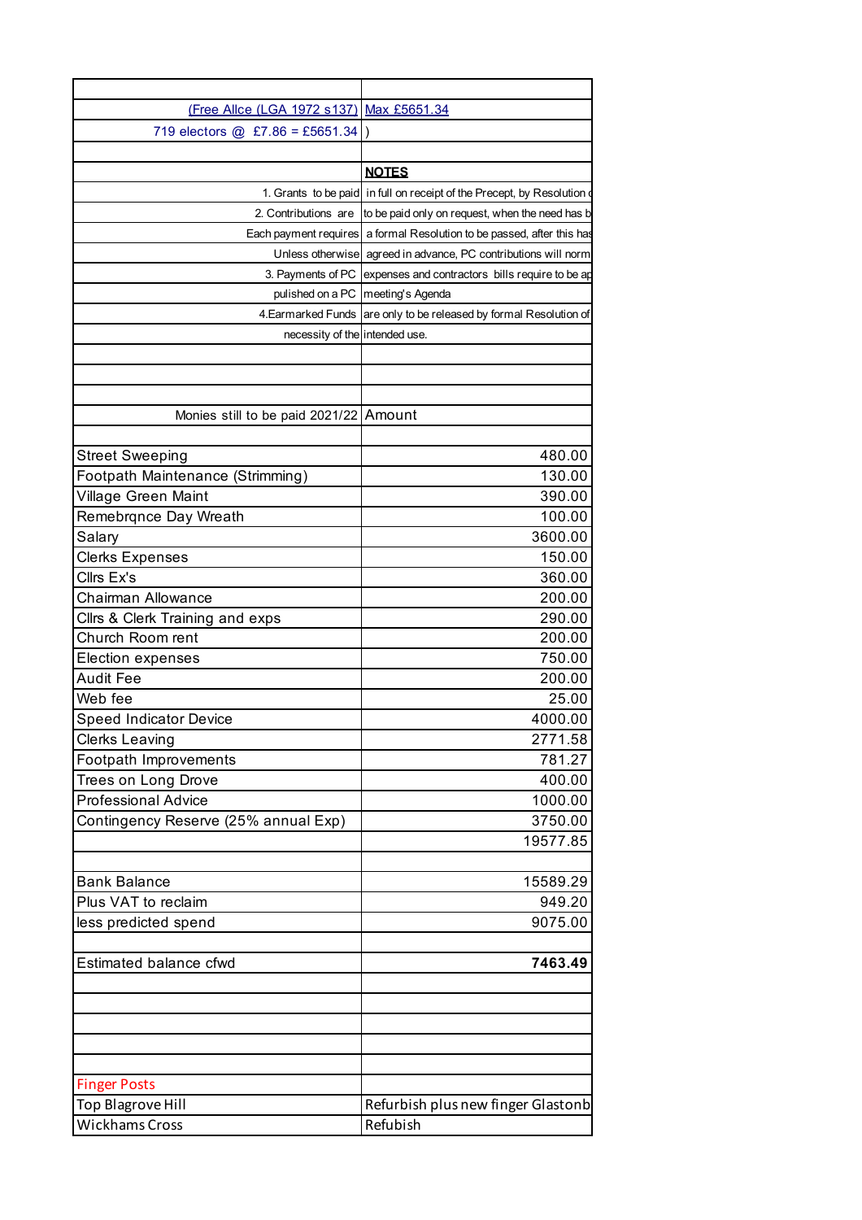| | |
|---|---|
| (Free Allce (LGA 1972 s137) | Max £5651.34 |
| 719 electors @ £7.86 = £5651.34 | ) |
| | |
| | **NOTES** |
| 1. Grants to be paid | in full on receipt of the Precept, by Resolution o |
| 2. Contributions are | to be paid only on request, when the need has b |
| Each payment requires | a formal Resolution to be passed, after this has |
| Unless otherwise | agreed in advance, PC contributions will norm |
| 3. Payments of PC | expenses and contractors bills require to be ap |
| pulished on a PC | meeting's Agenda |
| 4.Earmarked Funds | are only to be released by formal Resolution of |
| necessity of the | intended use. |
| | |
| | |
| | |
| Monies still to be paid 2021/22 | Amount |
| | |
| Street Sweeping | 480.00 |
| Footpath Maintenance (Strimming) | 130.00 |
| Village Green Maint | 390.00 |
| Remebrqnce Day Wreath | 100.00 |
| Salary | 3600.00 |
| Clerks Expenses | 150.00 |
| Cllrs Ex's | 360.00 |
| Chairman Allowance | 200.00 |
| Cllrs & Clerk Training and exps | 290.00 |
| Church Room rent | 200.00 |
| Election expenses | 750.00 |
| Audit Fee | 200.00 |
| Web fee | 25.00 |
| Speed Indicator Device | 4000.00 |
| Clerks Leaving | 2771.58 |
| Footpath Improvements | 781.27 |
| Trees on Long Drove | 400.00 |
| Professional Advice | 1000.00 |
| Contingency Reserve (25% annual Exp) | 3750.00 |
| | 19577.85 |
| | |
| Bank Balance | 15589.29 |
| Plus VAT to reclaim | 949.20 |
| less predicted spend | 9075.00 |
| | |
| Estimated balance cfwd | **7463.49** |
| | |
| | |
| | |
| | |
| | |
| Finger Posts | |
| Top Blagrove Hill | Refurbish plus new finger Glastonb |
| Wickhams Cross | Refubish |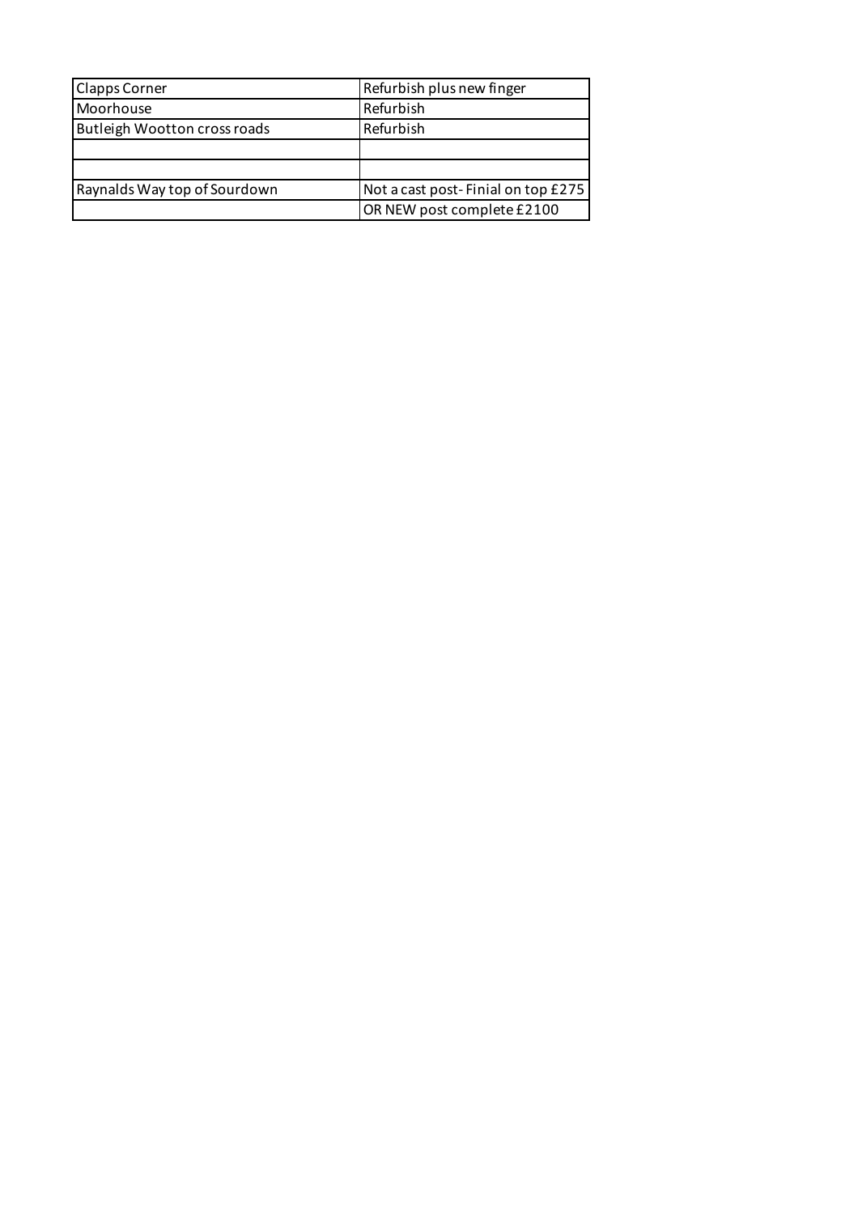| Clapps Corner | Refurbish plus new finger |
|---|---|
| Moorhouse | Refurbish |
| Butleigh Wootton cross roads | Refurbish |
| | |
| | |
| Raynalds Way top of Sourdown | Not a cast post- Finial on top £275 |
| | OR NEW post complete £2100 |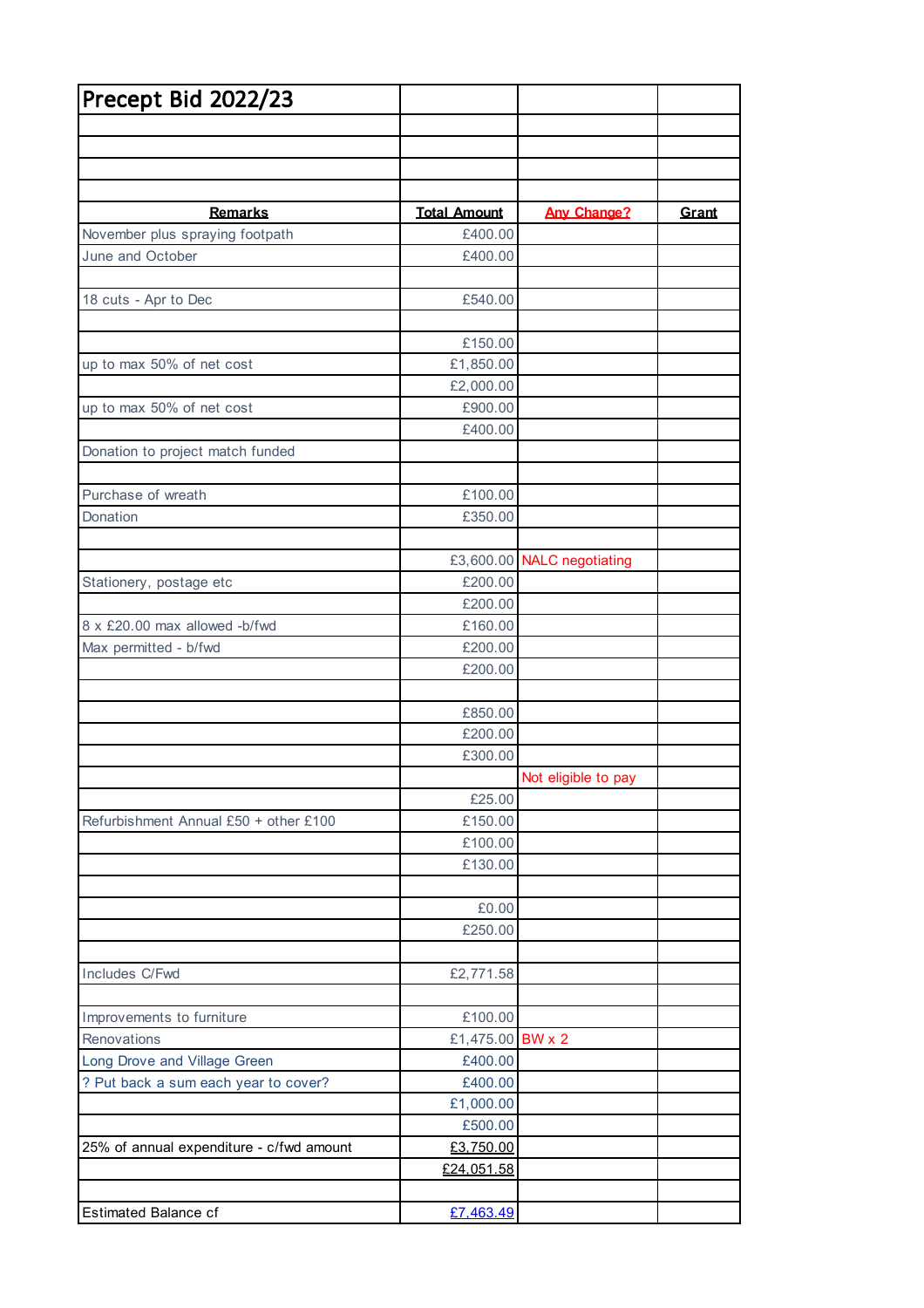# Precept Bid 2022/23

| Remarks | Total Amount | Any Change? | Grant |
|---|---|---|---|
| November plus spraying footpath | £400.00 | | |
| June and October | £400.00 | | |
| | | | |
| 18 cuts - Apr to Dec | £540.00 | | |
| | | | |
| | £150.00 | | |
| up to max 50% of net cost | £1,850.00 | | |
| | £2,000.00 | | |
| up to max 50% of net cost | £900.00 | | |
| | £400.00 | | |
| Donation to project match funded | | | |
| | | | |
| Purchase of wreath | £100.00 | | |
| Donation | £350.00 | | |
| | | | |
| | £3,600.00 | NALC negotiating | |
| Stationery, postage etc | £200.00 | | |
| | £200.00 | | |
| 8 x £20.00 max allowed -b/fwd | £160.00 | | |
| Max permitted - b/fwd | £200.00 | | |
| | £200.00 | | |
| | | | |
| | £850.00 | | |
| | £200.00 | | |
| | £300.00 | | |
| | | Not eligible to pay | |
| | £25.00 | | |
| Refurbishment Annual £50 + other £100 | £150.00 | | |
| | £100.00 | | |
| | £130.00 | | |
| | | | |
| | £0.00 | | |
| | £250.00 | | |
| | | | |
| Includes C/Fwd | £2,771.58 | | |
| | | | |
| Improvements to furniture | £100.00 | | |
| Renovations | £1,475.00 | BW x 2 | |
| Long Drove and Village Green | £400.00 | | |
| ? Put back a sum each year to cover? | £400.00 | | |
| | £1,000.00 | | |
| | £500.00 | | |
| 25% of annual expenditure - c/fwd amount | £3,750.00 | | |
| | £24,051.58 | | |
| | | | |
| Estimated Balance cf | £7,463.49 | | |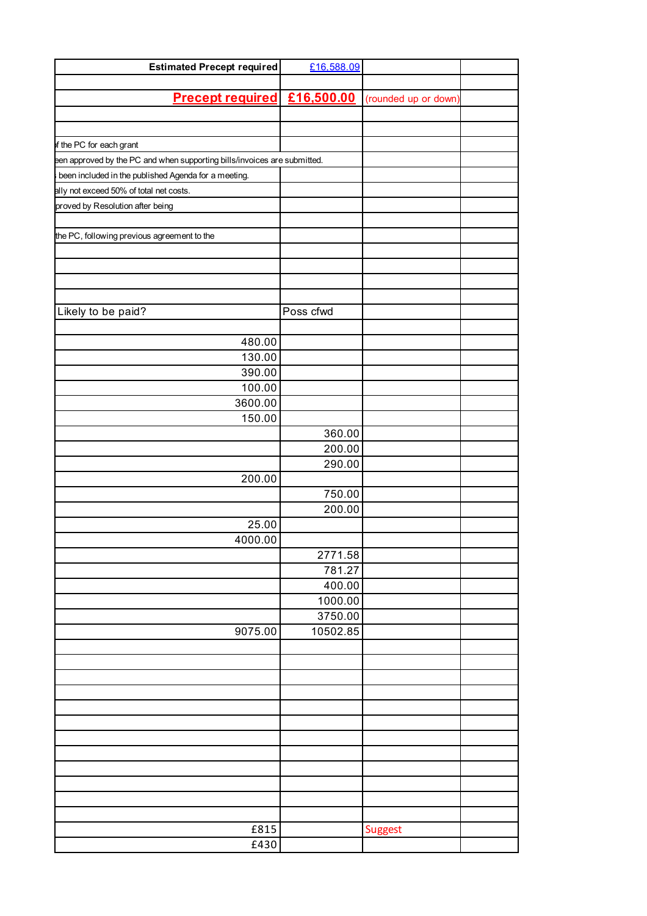| Estimated Precept required | £16,588.09 | | |
|---|---|---|---|
| | | | |
| **Precept required** | **£16,500.00** | (rounded up or down) | |
| | | | |
| | | | |
| f the PC for each grant | | | |
| een approved by the PC and when supporting bills/invoices are submitted. | | | |
| been included in the published Agenda for a meeting. | | | |
| ally not exceed 50% of total net costs. | | | |
| proved by Resolution after being | | | |
| | | | |
| the PC, following previous agreement to the | | | |
| | | | |
| | | | |
| | | | |
| | | | |
| Likely to be paid? | Poss cfwd | | |
| | | | |
| 480.00 | | | |
| 130.00 | | | |
| 390.00 | | | |
| 100.00 | | | |
| 3600.00 | | | |
| 150.00 | | | |
| | 360.00 | | |
| | 200.00 | | |
| | 290.00 | | |
| 200.00 | | | |
| | 750.00 | | |
| | 200.00 | | |
| 25.00 | | | |
| 4000.00 | | | |
| | 2771.58 | | |
| | 781.27 | | |
| | 400.00 | | |
| | 1000.00 | | |
| | 3750.00 | | |
| 9075.00 | 10502.85 | | |
| | | | |
| | | | |
| | | | |
| | | | |
| | | | |
| | | | |
| | | | |
| | | | |
| | | | |
| | | | |
| | | | |
| | | | |
| £815 | | Suggest | |
| £430 | | | |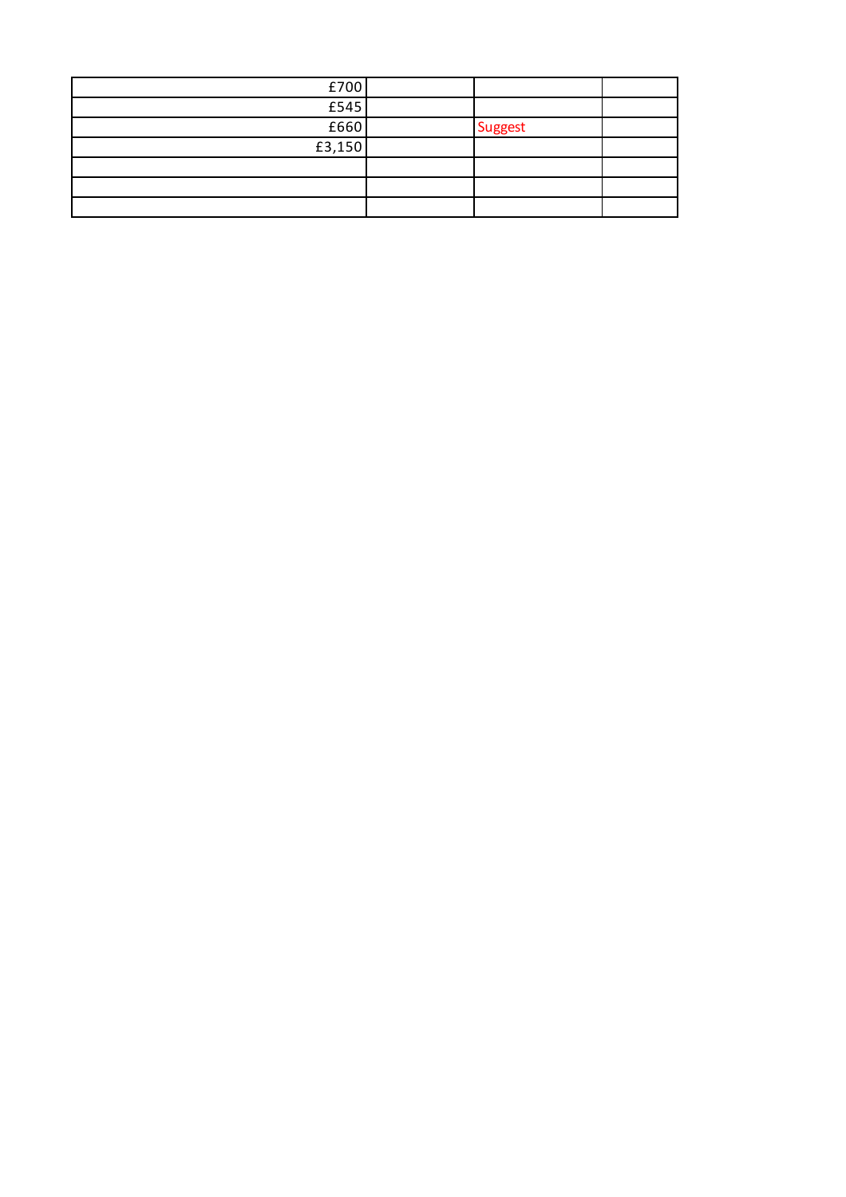| | | | |
|---|---|---|---|
| £700 | | | |
| £545 | | | |
| £660 | | Suggest | |
| £3,150 | | | |
| | | | |
| | | | |
| | | | |